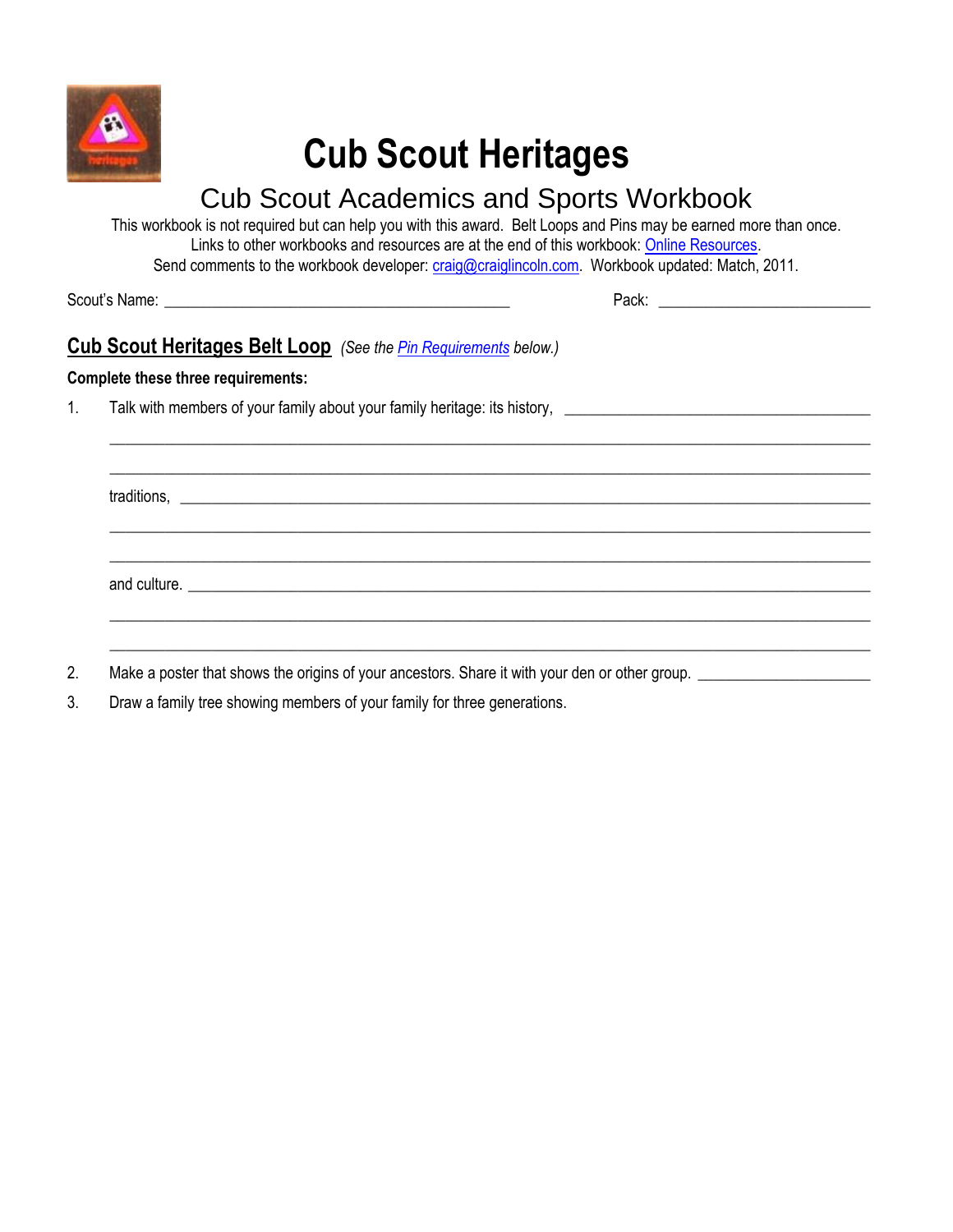# Cub Scout Heritages

## Cub Scout Academics and Sports Workbook

This workbook is not required but can help you with this award. Belt Loops and Pins may be earned more than once.
Links to other workbooks and resources are at the end of this workbook: Online Resources.
Send comments to the workbook developer: craig@craiglincoln.com. Workbook updated: Match, 2011.

Scout's Name: ___________________________________________ Pack: ___________________________

## Cub Scout Heritages Belt Loop *(See the Pin Requirements below.)*

**Complete these three requirements:**

1. Talk with members of your family about your family heritage: its history, ______________________________________
   ________________________________________________________________________________________________
   ________________________________________________________________________________________________
   traditions, ______________________________________________________________________________________
   ________________________________________________________________________________________________
   ________________________________________________________________________________________________
   and culture. _____________________________________________________________________________________
   ________________________________________________________________________________________________
   ________________________________________________________________________________________________
2. Make a poster that shows the origins of your ancestors. Share it with your den or other group. ______________________
3. Draw a family tree showing members of your family for three generations.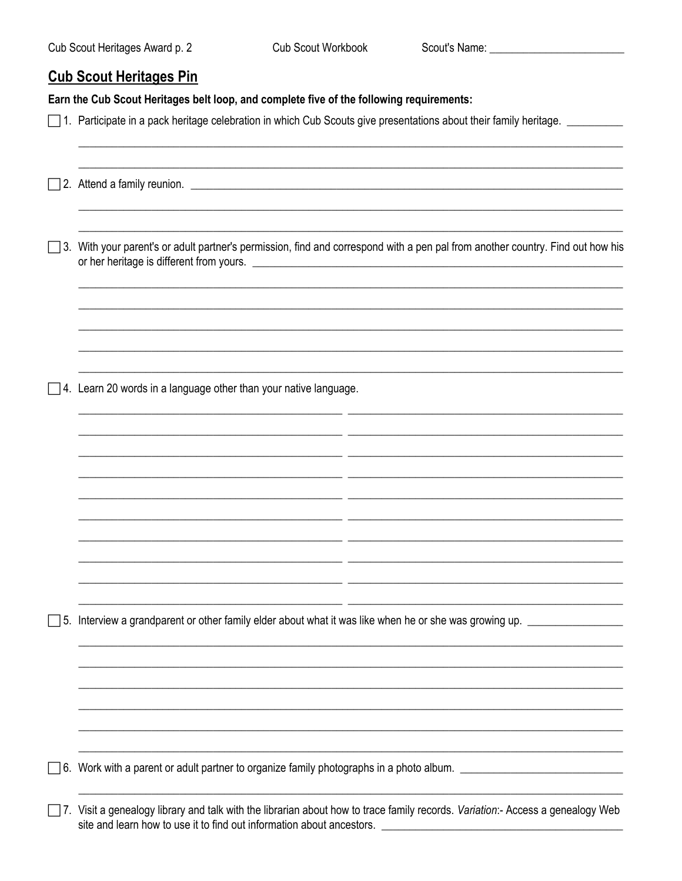Scout's Name: ________________________

## Cub Scout Heritages Pin

**Earn the Cub Scout Heritages belt loop, and complete five of the following requirements:**

- [ ] 1. Participate in a pack heritage celebration in which Cub Scouts give presentations about their family heritage.
- [ ] 2. Attend a family reunion.
- [ ] 3. With your parent's or adult partner's permission, find and correspond with a pen pal from another country. Find out how his or her heritage is different from yours.
- [ ] 4. Learn 20 words in a language other than your native language.
- [ ] 5. Interview a grandparent or other family elder about what it was like when he or she was growing up.
- [ ] 6. Work with a parent or adult partner to organize family photographs in a photo album.
- [ ] 7. Visit a genealogy library and talk with the librarian about how to trace family records. *Variation*:- Access a genealogy Web site and learn how to use it to find out information about ancestors.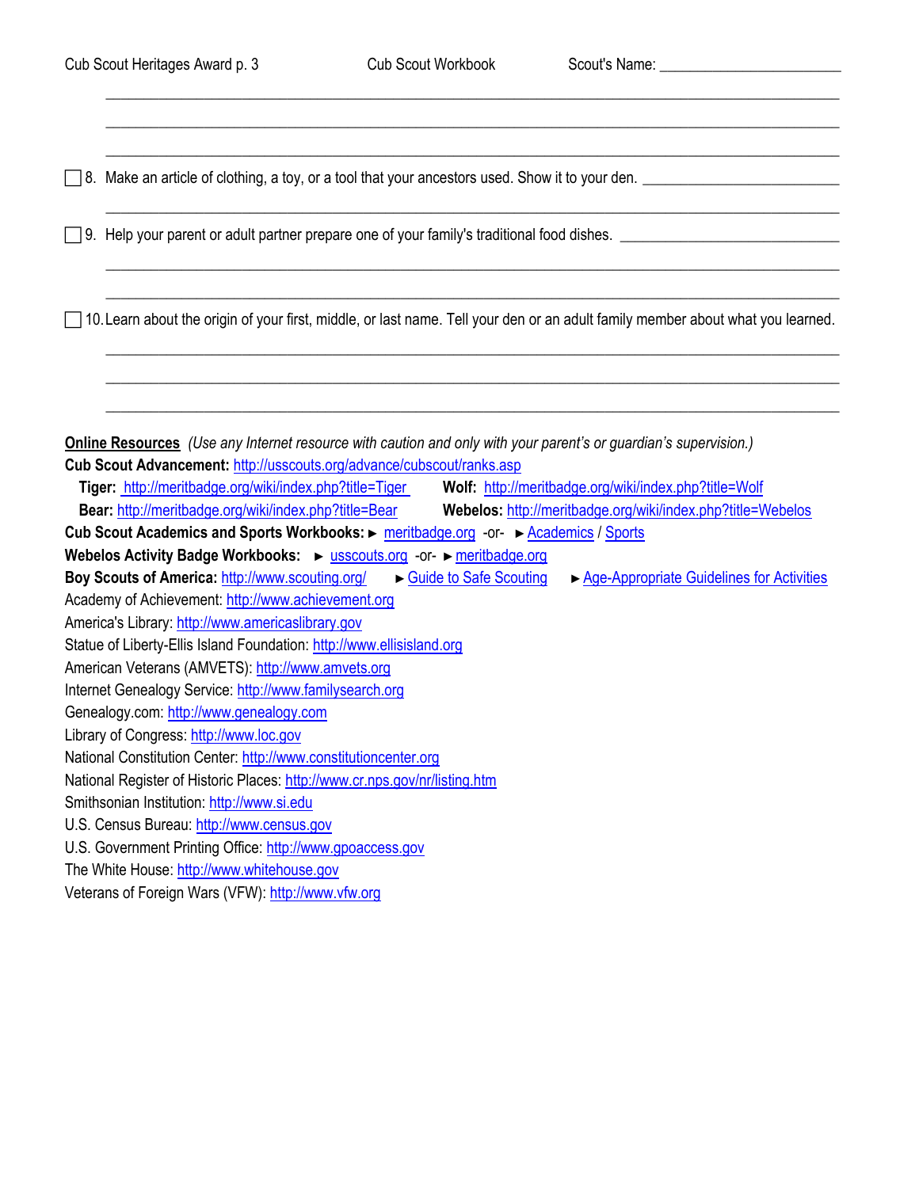☐ 8. Make an article of clothing, a toy, or a tool that your ancestors used. Show it to your den. ______________________

☐ 9. Help your parent or adult partner prepare one of your family's traditional food dishes. ______________________

☐ 10. Learn about the origin of your first, middle, or last name. Tell your den or an adult family member about what you learned.

**Online Resources** *(Use any Internet resource with caution and only with your parent's or guardian's supervision.)*

**Cub Scout Advancement:** http://usscouts.org/advance/cubscout/ranks.asp

**Tiger:** http://meritbadge.org/wiki/index.php?title=Tiger **Wolf:** http://meritbadge.org/wiki/index.php?title=Wolf

**Bear:** http://meritbadge.org/wiki/index.php?title=Bear **Webelos:** http://meritbadge.org/wiki/index.php?title=Webelos

**Cub Scout Academics and Sports Workbooks:** ► meritbadge.org -or- ► Academics / Sports

**Webelos Activity Badge Workbooks:** ► usscouts.org -or- ► meritbadge.org

**Boy Scouts of America:** http://www.scouting.org/ ► Guide to Safe Scouting ► Age-Appropriate Guidelines for Activities

Academy of Achievement: http://www.achievement.org

America's Library: http://www.americaslibrary.gov

Statue of Liberty-Ellis Island Foundation: http://www.ellisisland.org

American Veterans (AMVETS): http://www.amvets.org

Internet Genealogy Service: http://www.familysearch.org

Genealogy.com: http://www.genealogy.com

Library of Congress: http://www.loc.gov

National Constitution Center: http://www.constitutioncenter.org

National Register of Historic Places: http://www.cr.nps.gov/nr/listing.htm

Smithsonian Institution: http://www.si.edu

U.S. Census Bureau: http://www.census.gov

U.S. Government Printing Office: http://www.gpoaccess.gov

The White House: http://www.whitehouse.gov

Veterans of Foreign Wars (VFW): http://www.vfw.org